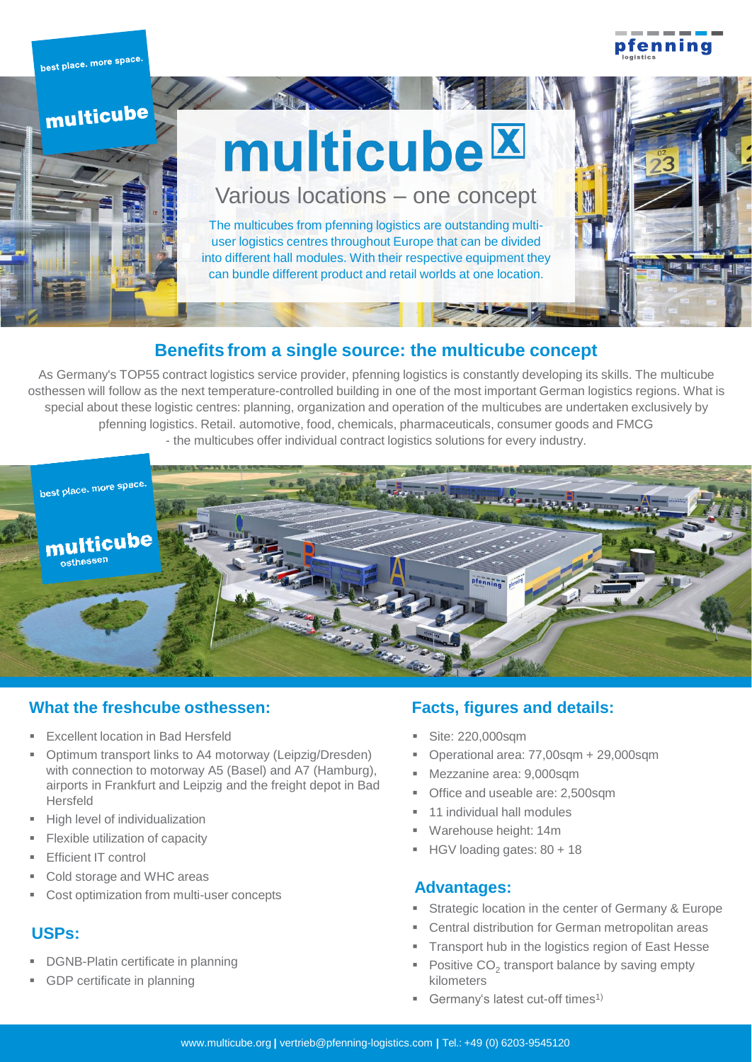best place. more space.

multicube

# multicube

## Various locations – one concept

The multicubes from pfenning logistics are outstanding multi-user logistics centres throughout Europe that can be divided into different hall modules. With their respective equipment they can bundle different product and retail worlds at one location.

## Benefits from a single source: the multicube concept

As Germany's TOP55 contract logistics service provider, pfenning logistics is constantly developing its skills. The multicube osthessen will follow as the next temperature-controlled building in one of the most important German logistics regions. What is special about these logistic centres: planning, organization and operation of the multicubes are undertaken exclusively by pfenning logistics. Retail. automotive, food, chemicals, pharmaceuticals, consumer goods and FMCG - the multicubes offer individual contract logistics solutions for every industry.

best place. more space.

multicube osthessen

## What the freshcube osthessen:

- Excellent location in Bad Hersfeld
- Optimum transport links to A4 motorway (Leipzig/Dresden) with connection to motorway A5 (Basel) and A7 (Hamburg), airports in Frankfurt and Leipzig and the freight depot in Bad Hersfeld
- High level of individualization
- Flexible utilization of capacity
- Efficient IT control
- Cold storage and WHC areas
- Cost optimization from multi-user concepts

## USPs:

- DGNB-Platin certificate in planning
- GDP certificate in planning

## Facts, figures and details:

- Site: 220,000sqm
- Operational area: 77,00sqm + 29,000sqm
- Mezzanine area: 9,000sqm
- Office and useable are: 2,500sqm
- 11 individual hall modules
- Warehouse height: 14m
- HGV loading gates: 80 + 18

## Advantages:

- Strategic location in the center of Germany & Europe
- Central distribution for German metropolitan areas
- Transport hub in the logistics region of East Hesse
- Positive $CO_2$ transport balance by saving empty kilometers
- Germany's latest cut-off times[1)]

www.multicube.org | vertrieb@pfenning-logistics.com | Tel.: +49 (0) 6203-9545120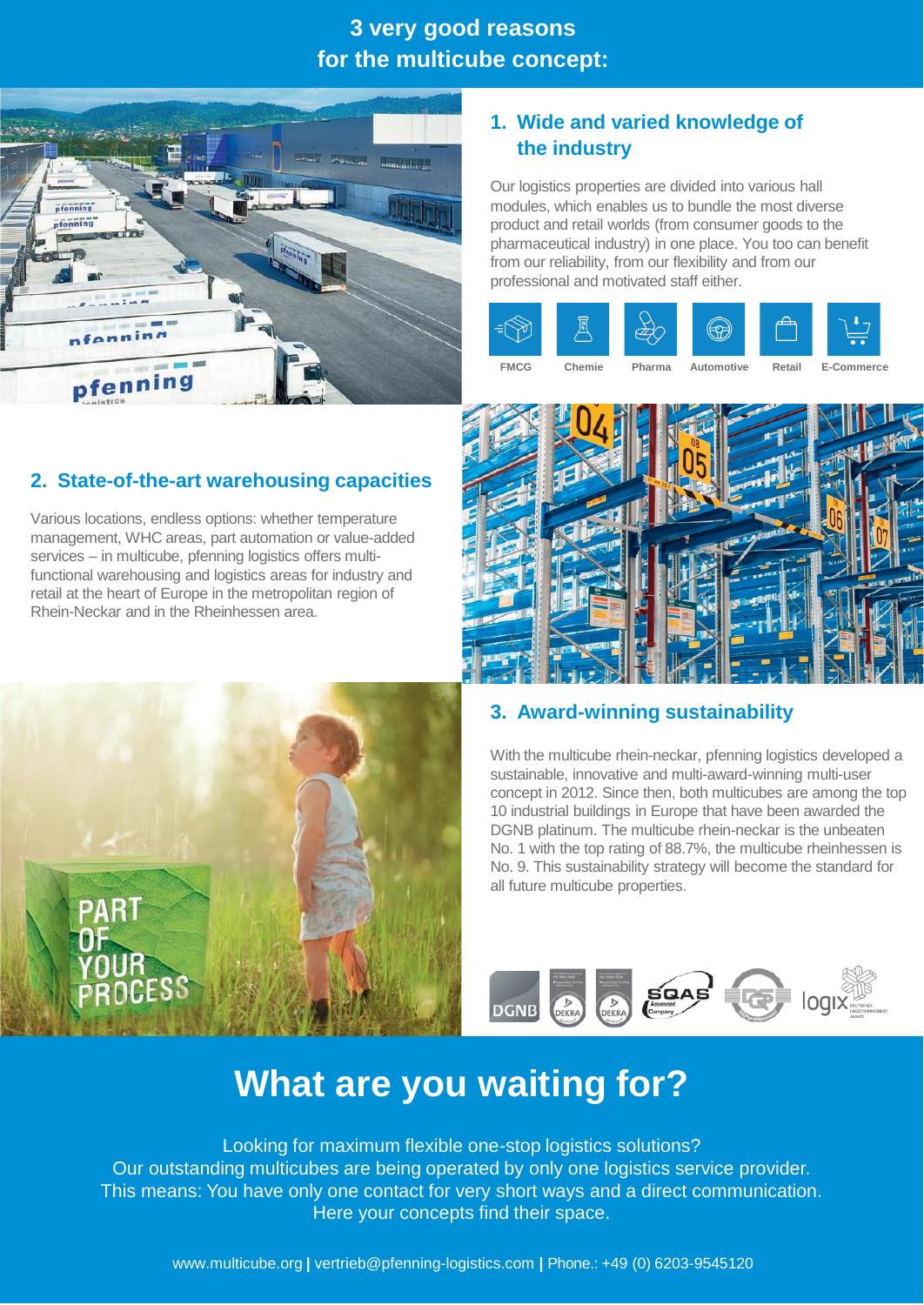# 3 very good reasons for the multicube concept:

## 1. Wide and varied knowledge of the industry

Our logistics properties are divided into various hall modules, which enables us to bundle the most diverse product and retail worlds (from consumer goods to the pharmaceutical industry) in one place. You too can benefit from our reliability, from our flexibility and from our professional and motivated staff either.

FMCG | Chemie | Pharma | Automotive | Retail | E-Commerce

## 2. State-of-the-art warehousing capacities

Various locations, endless options: whether temperature management, WHC areas, part automation or value-added services – in multicube, pfenning logistics offers multi-functional warehousing and logistics areas for industry and retail at the heart of Europe in the metropolitan region of Rhein-Neckar and in the Rheinhessen area.

## 3. Award-winning sustainability

With the multicube rhein-neckar, pfenning logistics developed a sustainable, innovative and multi-award-winning multi-user concept in 2012. Since then, both multicubes are among the top 10 industrial buildings in Europe that have been awarded the DGNB platinum. The multicube rhein-neckar is the unbeaten No. 1 with the top rating of 88.7%, the multicube rheinhessen is No. 9. This sustainability strategy will become the standard for all future multicube properties.

PART OF YOUR PROCESS

# What are you waiting for?

Looking for maximum flexible one-stop logistics solutions?
Our outstanding multicubes are being operated by only one logistics service provider.
This means: You have only one contact for very short ways and a direct communication.
Here your concepts find their space.

www.multicube.org | vertrieb@pfenning-logistics.com | Phone.: +49 (0) 6203-9545120